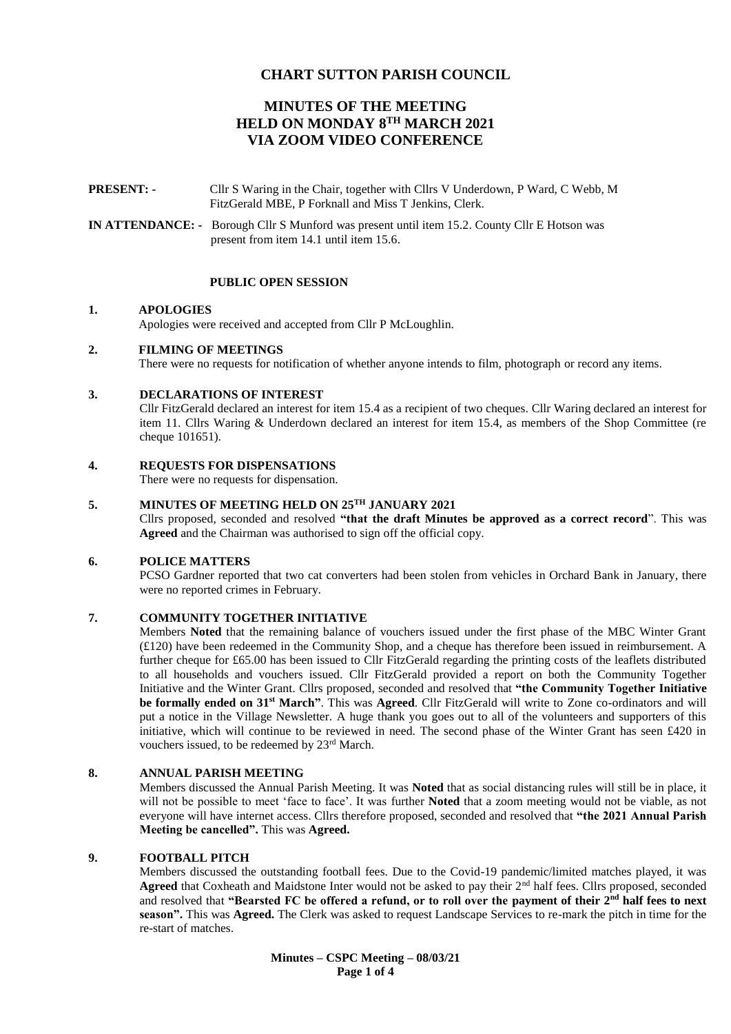# CHART SUTTON PARISH COUNCIL

## MINUTES OF THE MEETING HELD ON MONDAY 8TH MARCH 2021 VIA ZOOM VIDEO CONFERENCE

**PRESENT: -** Cllr S Waring in the Chair, together with Cllrs V Underdown, P Ward, C Webb, M FitzGerald MBE, P Forknall and Miss T Jenkins, Clerk.

**IN ATTENDANCE: -** Borough Cllr S Munford was present until item 15.2. County Cllr E Hotson was present from item 14.1 until item 15.6.

**PUBLIC OPEN SESSION**

**1. APOLOGIES**

Apologies were received and accepted from Cllr P McLoughlin.

**2. FILMING OF MEETINGS**

There were no requests for notification of whether anyone intends to film, photograph or record any items.

**3. DECLARATIONS OF INTEREST**

Cllr FitzGerald declared an interest for item 15.4 as a recipient of two cheques. Cllr Waring declared an interest for item 11. Cllrs Waring & Underdown declared an interest for item 15.4, as members of the Shop Committee (re cheque 101651).

**4. REQUESTS FOR DISPENSATIONS**

There were no requests for dispensation.

**5. MINUTES OF MEETING HELD ON 25TH JANUARY 2021**

Cllrs proposed, seconded and resolved **"that the draft Minutes be approved as a correct record"**. This was **Agreed** and the Chairman was authorised to sign off the official copy.

**6. POLICE MATTERS**

PCSO Gardner reported that two cat converters had been stolen from vehicles in Orchard Bank in January, there were no reported crimes in February.

**7. COMMUNITY TOGETHER INITIATIVE**

Members **Noted** that the remaining balance of vouchers issued under the first phase of the MBC Winter Grant (£120) have been redeemed in the Community Shop, and a cheque has therefore been issued in reimbursement. A further cheque for £65.00 has been issued to Cllr FitzGerald regarding the printing costs of the leaflets distributed to all households and vouchers issued. Cllr FitzGerald provided a report on both the Community Together Initiative and the Winter Grant. Cllrs proposed, seconded and resolved that **"the Community Together Initiative be formally ended on 31st March"**. This was **Agreed**. Cllr FitzGerald will write to Zone co-ordinators and will put a notice in the Village Newsletter. A huge thank you goes out to all of the volunteers and supporters of this initiative, which will continue to be reviewed in need. The second phase of the Winter Grant has seen £420 in vouchers issued, to be redeemed by 23rd March.

**8. ANNUAL PARISH MEETING**

Members discussed the Annual Parish Meeting. It was **Noted** that as social distancing rules will still be in place, it will not be possible to meet 'face to face'. It was further **Noted** that a zoom meeting would not be viable, as not everyone will have internet access. Cllrs therefore proposed, seconded and resolved that **"the 2021 Annual Parish Meeting be cancelled".** This was **Agreed.**

**9. FOOTBALL PITCH**

Members discussed the outstanding football fees. Due to the Covid-19 pandemic/limited matches played, it was **Agreed** that Coxheath and Maidstone Inter would not be asked to pay their 2nd half fees. Cllrs proposed, seconded and resolved that **"Bearsted FC be offered a refund, or to roll over the payment of their 2nd half fees to next season".** This was **Agreed.** The Clerk was asked to request Landscape Services to re-mark the pitch in time for the re-start of matches.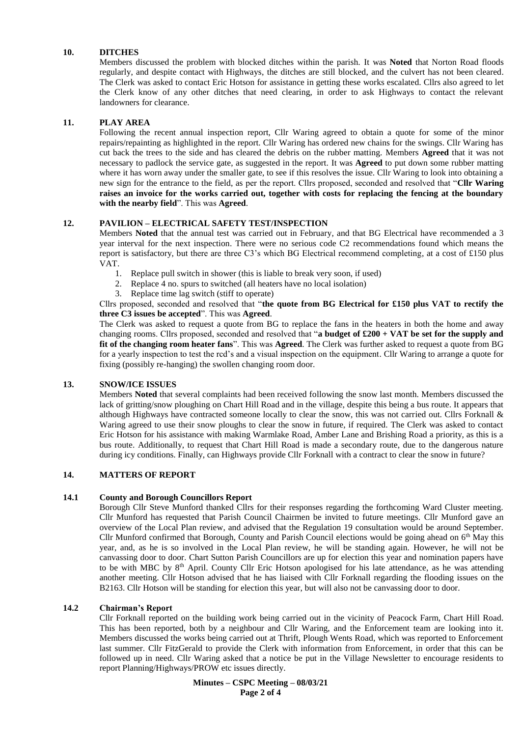## 10. DITCHES

Members discussed the problem with blocked ditches within the parish. It was **Noted** that Norton Road floods regularly, and despite contact with Highways, the ditches are still blocked, and the culvert has not been cleared. The Clerk was asked to contact Eric Hotson for assistance in getting these works escalated. Cllrs also agreed to let the Clerk know of any other ditches that need clearing, in order to ask Highways to contact the relevant landowners for clearance.

## 11. PLAY AREA

Following the recent annual inspection report, Cllr Waring agreed to obtain a quote for some of the minor repairs/repainting as highlighted in the report. Cllr Waring has ordered new chains for the swings. Cllr Waring has cut back the trees to the side and has cleared the debris on the rubber matting. Members **Agreed** that it was not necessary to padlock the service gate, as suggested in the report. It was **Agreed** to put down some rubber matting where it has worn away under the smaller gate, to see if this resolves the issue. Cllr Waring to look into obtaining a new sign for the entrance to the field, as per the report. Cllrs proposed, seconded and resolved that "**Cllr Waring raises an invoice for the works carried out, together with costs for replacing the fencing at the boundary with the nearby field**". This was **Agreed**.

## 12. PAVILION – ELECTRICAL SAFETY TEST/INSPECTION

Members **Noted** that the annual test was carried out in February, and that BG Electrical have recommended a 3 year interval for the next inspection. There were no serious code C2 recommendations found which means the report is satisfactory, but there are three C3's which BG Electrical recommend completing, at a cost of £150 plus VAT.

1. Replace pull switch in shower (this is liable to break very soon, if used)
2. Replace 4 no. spurs to switched (all heaters have no local isolation)
3. Replace time lag switch (stiff to operate)

Cllrs proposed, seconded and resolved that "**the quote from BG Electrical for £150 plus VAT to rectify the three C3 issues be accepted**". This was **Agreed**.

The Clerk was asked to request a quote from BG to replace the fans in the heaters in both the home and away changing rooms. Cllrs proposed, seconded and resolved that "**a budget of £200 + VAT be set for the supply and fit of the changing room heater fans**". This was **Agreed**. The Clerk was further asked to request a quote from BG for a yearly inspection to test the rcd's and a visual inspection on the equipment. Cllr Waring to arrange a quote for fixing (possibly re-hanging) the swollen changing room door.

## 13. SNOW/ICE ISSUES

Members **Noted** that several complaints had been received following the snow last month. Members discussed the lack of gritting/snow ploughing on Chart Hill Road and in the village, despite this being a bus route. It appears that although Highways have contracted someone locally to clear the snow, this was not carried out. Cllrs Forknall & Waring agreed to use their snow ploughs to clear the snow in future, if required. The Clerk was asked to contact Eric Hotson for his assistance with making Warmlake Road, Amber Lane and Brishing Road a priority, as this is a bus route. Additionally, to request that Chart Hill Road is made a secondary route, due to the dangerous nature during icy conditions. Finally, can Highways provide Cllr Forknall with a contract to clear the snow in future?

## 14. MATTERS OF REPORT

### 14.1 County and Borough Councillors Report

Borough Cllr Steve Munford thanked Cllrs for their responses regarding the forthcoming Ward Cluster meeting. Cllr Munford has requested that Parish Council Chairmen be invited to future meetings. Cllr Munford gave an overview of the Local Plan review, and advised that the Regulation 19 consultation would be around September. Cllr Munford confirmed that Borough, County and Parish Council elections would be going ahead on 6th May this year, and, as he is so involved in the Local Plan review, he will be standing again. However, he will not be canvassing door to door. Chart Sutton Parish Councillors are up for election this year and nomination papers have to be with MBC by 8th April. County Cllr Eric Hotson apologised for his late attendance, as he was attending another meeting. Cllr Hotson advised that he has liaised with Cllr Forknall regarding the flooding issues on the B2163. Cllr Hotson will be standing for election this year, but will also not be canvassing door to door.

### 14.2 Chairman's Report

Cllr Forknall reported on the building work being carried out in the vicinity of Peacock Farm, Chart Hill Road. This has been reported, both by a neighbour and Cllr Waring, and the Enforcement team are looking into it. Members discussed the works being carried out at Thrift, Plough Wents Road, which was reported to Enforcement last summer. Cllr FitzGerald to provide the Clerk with information from Enforcement, in order that this can be followed up in need. Cllr Waring asked that a notice be put in the Village Newsletter to encourage residents to report Planning/Highways/PROW etc issues directly.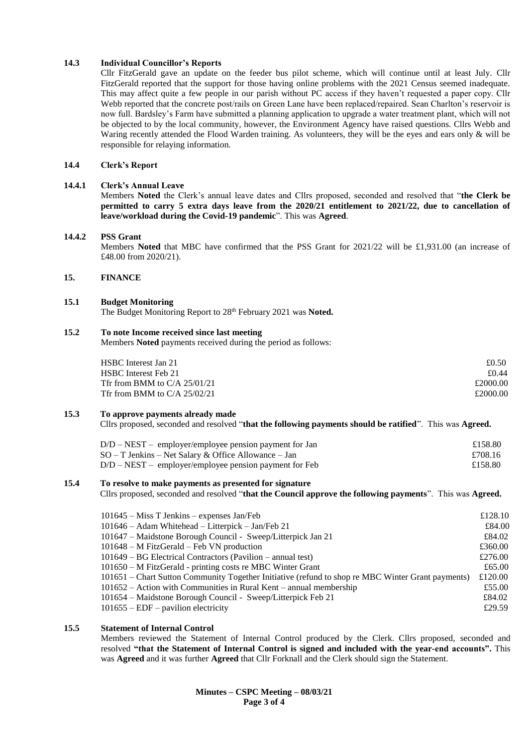### 14.3 Individual Councillor's Reports

Cllr FitzGerald gave an update on the feeder bus pilot scheme, which will continue until at least July. Cllr FitzGerald reported that the support for those having online problems with the 2021 Census seemed inadequate. This may affect quite a few people in our parish without PC access if they haven't requested a paper copy. Cllr Webb reported that the concrete post/rails on Green Lane have been replaced/repaired. Sean Charlton's reservoir is now full. Bardsley's Farm have submitted a planning application to upgrade a water treatment plant, which will not be objected to by the local community, however, the Environment Agency have raised questions. Cllrs Webb and Waring recently attended the Flood Warden training. As volunteers, they will be the eyes and ears only & will be responsible for relaying information.

### 14.4 Clerk's Report

#### 14.4.1 Clerk's Annual Leave

Members **Noted** the Clerk's annual leave dates and Cllrs proposed, seconded and resolved that "**the Clerk be permitted to carry 5 extra days leave from the 2020/21 entitlement to 2021/22, due to cancellation of leave/workload during the Covid-19 pandemic**". This was **Agreed**.

#### 14.4.2 PSS Grant

Members **Noted** that MBC have confirmed that the PSS Grant for 2021/22 will be £1,931.00 (an increase of £48.00 from 2020/21).

## 15. FINANCE

### 15.1 Budget Monitoring

The Budget Monitoring Report to 28th February 2021 was **Noted.**

### 15.2 To note Income received since last meeting

Members **Noted** payments received during the period as follows:

| | |
|---|---|
| HSBC Interest Jan 21 | £0.50 |
| HSBC Interest Feb 21 | £0.44 |
| Tfr from BMM to C/A 25/01/21 | £2000.00 |
| Tfr from BMM to C/A 25/02/21 | £2000.00 |

### 15.3 To approve payments already made

Cllrs proposed, seconded and resolved "**that the following payments should be ratified**". This was **Agreed.**

| | |
|---|---|
| D/D – NEST – employer/employee pension payment for Jan | £158.80 |
| SO – T Jenkins – Net Salary & Office Allowance – Jan | £708.16 |
| D/D – NEST – employer/employee pension payment for Feb | £158.80 |

### 15.4 To resolve to make payments as presented for signature

Cllrs proposed, seconded and resolved "**that the Council approve the following payments**". This was **Agreed.**

| | |
|---|---|
| 101645 – Miss T Jenkins – expenses Jan/Feb | £128.10 |
| 101646 – Adam Whitehead – Litterpick – Jan/Feb 21 | £84.00 |
| 101647 – Maidstone Borough Council - Sweep/Litterpick Jan 21 | £84.02 |
| 101648 – M FitzGerald – Feb VN production | £360.00 |
| 101649 – BG Electrical Contractors (Pavilion – annual test) | £276.00 |
| 101650 – M FitzGerald - printing costs re MBC Winter Grant | £65.00 |
| 101651 – Chart Sutton Community Together Initiative (refund to shop re MBC Winter Grant payments) | £120.00 |
| 101652 – Action with Communities in Rural Kent – annual membership | £55.00 |
| 101654 – Maidstone Borough Council - Sweep/Litterpick Feb 21 | £84.02 |
| 101655 – EDF – pavilion electricity | £29.59 |

### 15.5 Statement of Internal Control

Members reviewed the Statement of Internal Control produced by the Clerk. Cllrs proposed, seconded and resolved **"that the Statement of Internal Control is signed and included with the year-end accounts".** This was **Agreed** and it was further **Agreed** that Cllr Forknall and the Clerk should sign the Statement.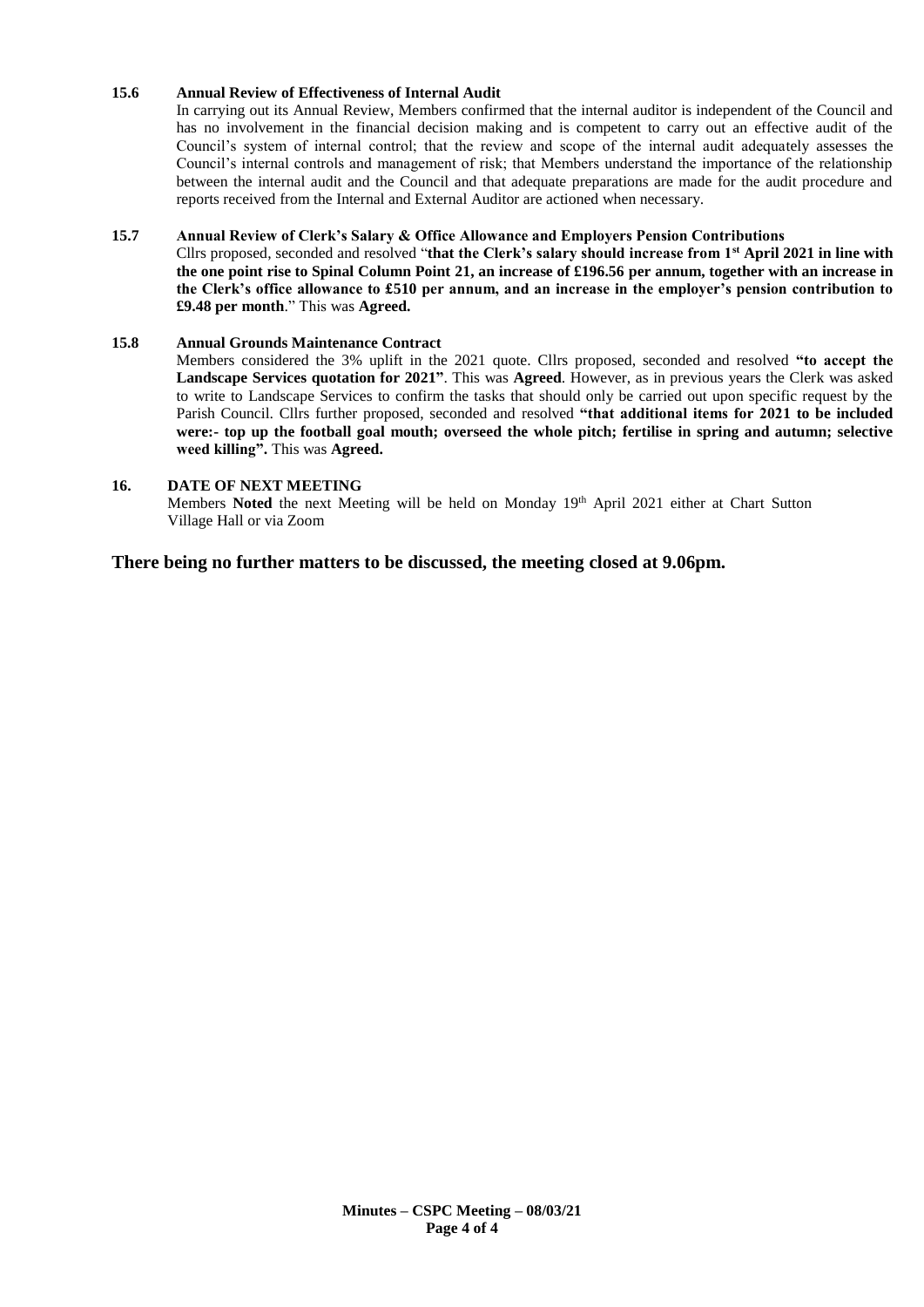**15.6 Annual Review of Effectiveness of Internal Audit**

In carrying out its Annual Review, Members confirmed that the internal auditor is independent of the Council and has no involvement in the financial decision making and is competent to carry out an effective audit of the Council's system of internal control; that the review and scope of the internal audit adequately assesses the Council's internal controls and management of risk; that Members understand the importance of the relationship between the internal audit and the Council and that adequate preparations are made for the audit procedure and reports received from the Internal and External Auditor are actioned when necessary.

**15.7 Annual Review of Clerk's Salary & Office Allowance and Employers Pension Contributions**

Cllrs proposed, seconded and resolved "**that the Clerk's salary should increase from 1st April 2021 in line with the one point rise to Spinal Column Point 21, an increase of £196.56 per annum, together with an increase in the Clerk's office allowance to £510 per annum, and an increase in the employer's pension contribution to £9.48 per month**." This was **Agreed.**

**15.8 Annual Grounds Maintenance Contract**

Members considered the 3% uplift in the 2021 quote. Cllrs proposed, seconded and resolved **"to accept the Landscape Services quotation for 2021"**. This was **Agreed**. However, as in previous years the Clerk was asked to write to Landscape Services to confirm the tasks that should only be carried out upon specific request by the Parish Council. Cllrs further proposed, seconded and resolved **"that additional items for 2021 to be included were:- top up the football goal mouth; overseed the whole pitch; fertilise in spring and autumn; selective weed killing".** This was **Agreed.**

**16. DATE OF NEXT MEETING**

Members **Noted** the next Meeting will be held on Monday 19th April 2021 either at Chart Sutton Village Hall or via Zoom

**There being no further matters to be discussed, the meeting closed at 9.06pm.**